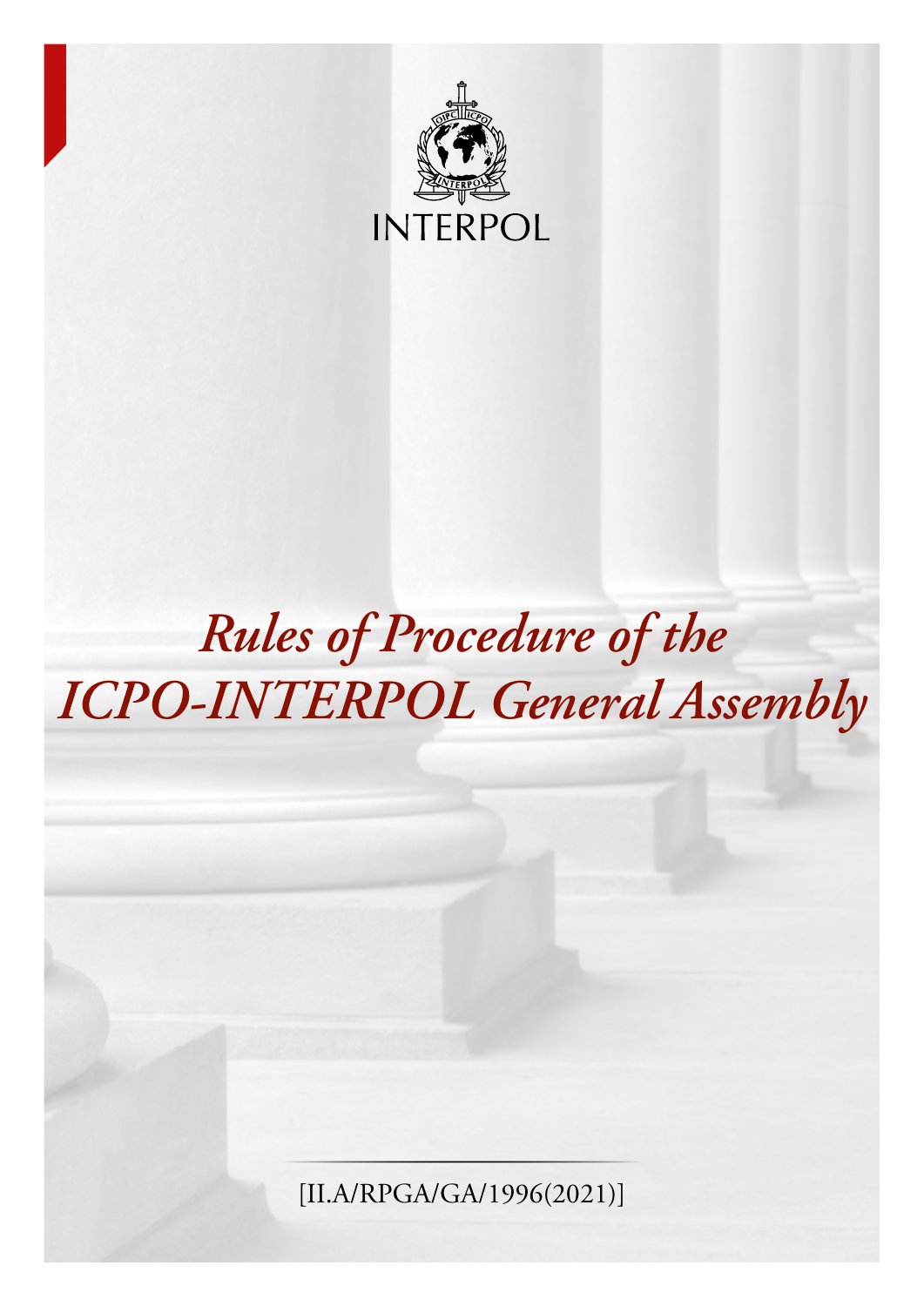INTERPOL

# *Rules of Procedure of the ICPO-INTERPOL General Assembly*

[II.A/RPGA/GA/1996(2021)]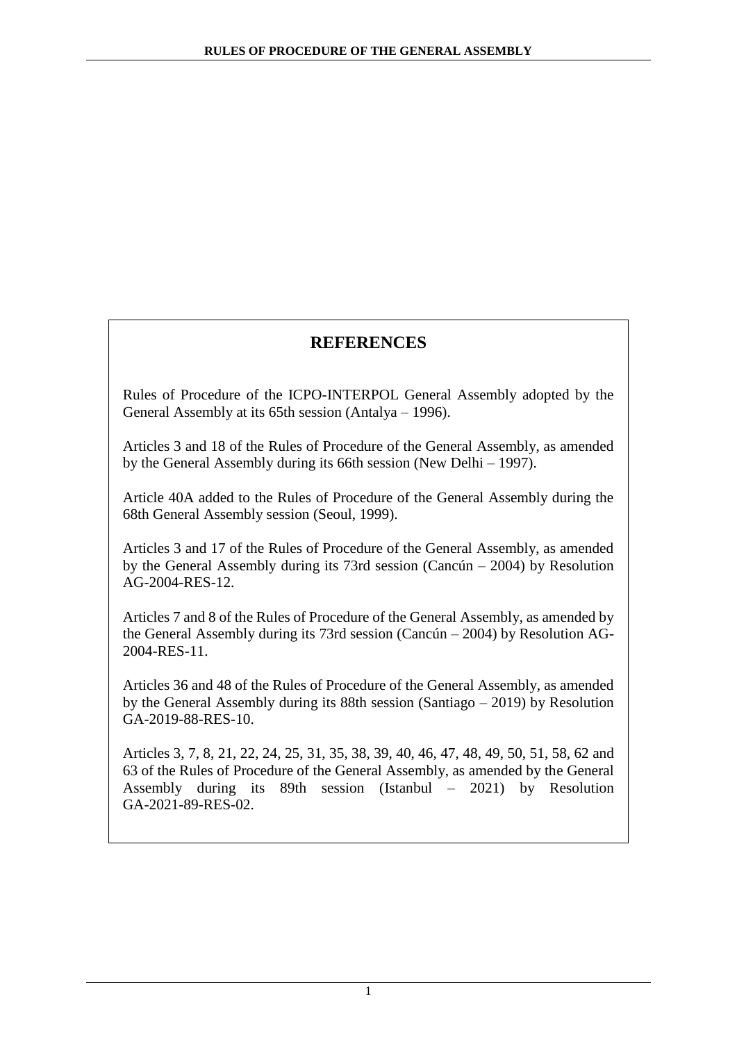## REFERENCES

Rules of Procedure of the ICPO-INTERPOL General Assembly adopted by the General Assembly at its 65th session (Antalya – 1996).

Articles 3 and 18 of the Rules of Procedure of the General Assembly, as amended by the General Assembly during its 66th session (New Delhi – 1997).

Article 40A added to the Rules of Procedure of the General Assembly during the 68th General Assembly session (Seoul, 1999).

Articles 3 and 17 of the Rules of Procedure of the General Assembly, as amended by the General Assembly during its 73rd session (Cancún – 2004) by Resolution AG-2004-RES-12.

Articles 7 and 8 of the Rules of Procedure of the General Assembly, as amended by the General Assembly during its 73rd session (Cancún – 2004) by Resolution AG-2004-RES-11.

Articles 36 and 48 of the Rules of Procedure of the General Assembly, as amended by the General Assembly during its 88th session (Santiago – 2019) by Resolution GA-2019-88-RES-10.

Articles 3, 7, 8, 21, 22, 24, 25, 31, 35, 38, 39, 40, 46, 47, 48, 49, 50, 51, 58, 62 and 63 of the Rules of Procedure of the General Assembly, as amended by the General Assembly during its 89th session (Istanbul – 2021) by Resolution GA-2021-89-RES-02.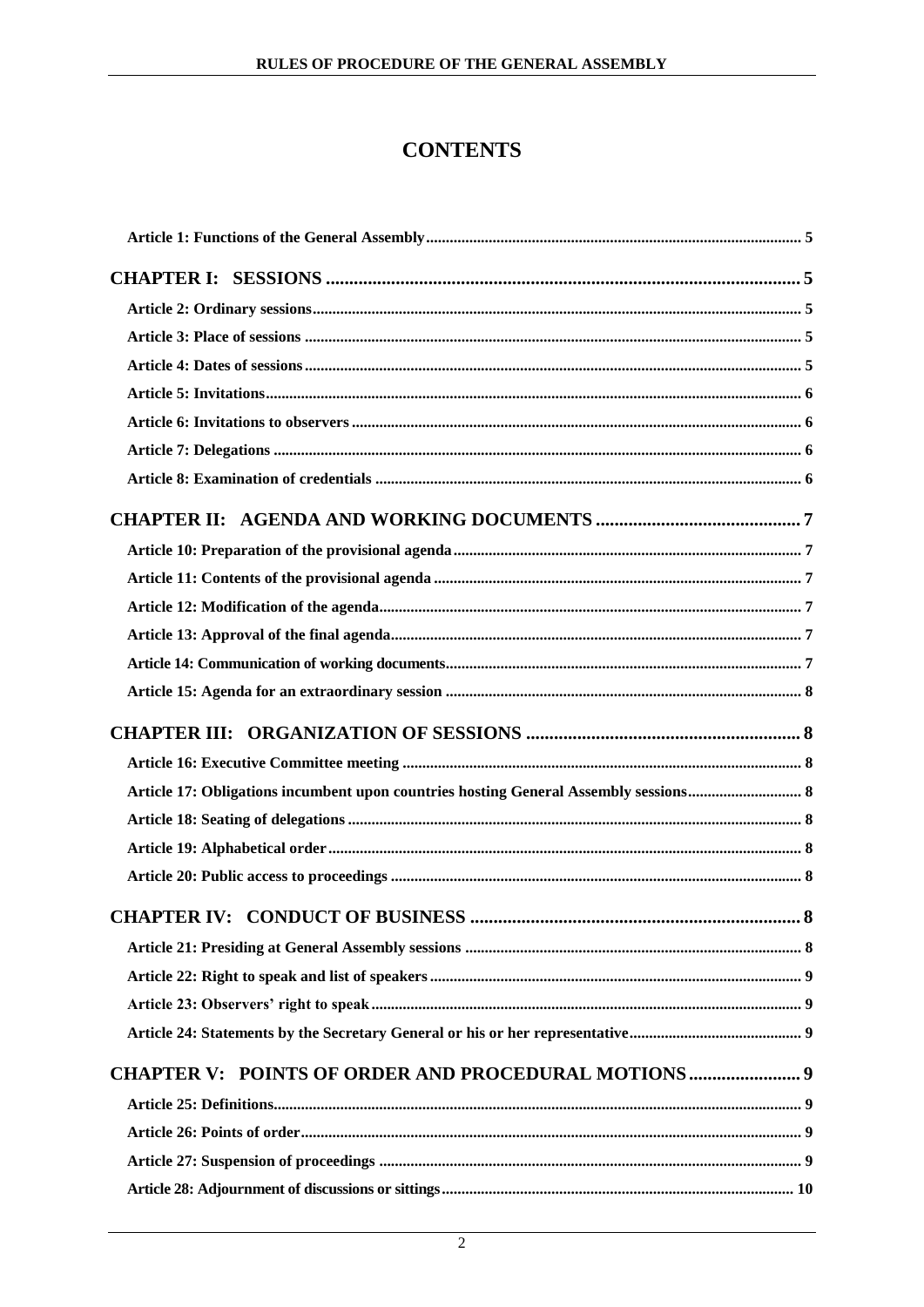# CONTENTS

**Article 1: Functions of the General Assembly** ..... 5

## CHAPTER I: SESSIONS ..... 5

**Article 2: Ordinary sessions** ..... 5
**Article 3: Place of sessions** ..... 5
**Article 4: Dates of sessions** ..... 5
**Article 5: Invitations** ..... 6
**Article 6: Invitations to observers** ..... 6
**Article 7: Delegations** ..... 6
**Article 8: Examination of credentials** ..... 6

## CHAPTER II: AGENDA AND WORKING DOCUMENTS ..... 7

**Article 10: Preparation of the provisional agenda** ..... 7
**Article 11: Contents of the provisional agenda** ..... 7
**Article 12: Modification of the agenda** ..... 7
**Article 13: Approval of the final agenda** ..... 7
**Article 14: Communication of working documents** ..... 7
**Article 15: Agenda for an extraordinary session** ..... 8

## CHAPTER III: ORGANIZATION OF SESSIONS ..... 8

**Article 16: Executive Committee meeting** ..... 8
**Article 17: Obligations incumbent upon countries hosting General Assembly sessions** ..... 8
**Article 18: Seating of delegations** ..... 8
**Article 19: Alphabetical order** ..... 8
**Article 20: Public access to proceedings** ..... 8

## CHAPTER IV: CONDUCT OF BUSINESS ..... 8

**Article 21: Presiding at General Assembly sessions** ..... 8
**Article 22: Right to speak and list of speakers** ..... 9
**Article 23: Observers' right to speak** ..... 9
**Article 24: Statements by the Secretary General or his or her representative** ..... 9

## CHAPTER V: POINTS OF ORDER AND PROCEDURAL MOTIONS ..... 9

**Article 25: Definitions** ..... 9
**Article 26: Points of order** ..... 9
**Article 27: Suspension of proceedings** ..... 9
**Article 28: Adjournment of discussions or sittings** ..... 10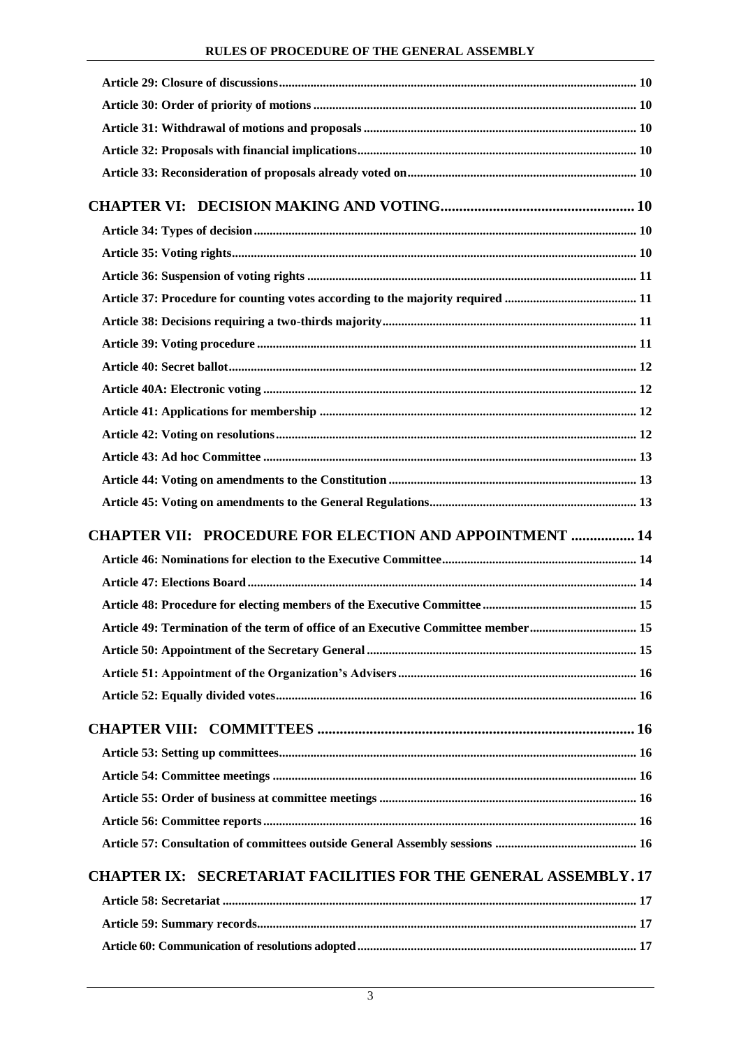**Article 29: Closure of discussions** ..... 10

**Article 30: Order of priority of motions** ..... 10

**Article 31: Withdrawal of motions and proposals** ..... 10

**Article 32: Proposals with financial implications** ..... 10

**Article 33: Reconsideration of proposals already voted on** ..... 10

**CHAPTER VI: DECISION MAKING AND VOTING** ..... 10

**Article 34: Types of decision** ..... 10

**Article 35: Voting rights** ..... 10

**Article 36: Suspension of voting rights** ..... 11

**Article 37: Procedure for counting votes according to the majority required** ..... 11

**Article 38: Decisions requiring a two-thirds majority** ..... 11

**Article 39: Voting procedure** ..... 11

**Article 40: Secret ballot** ..... 12

**Article 40A: Electronic voting** ..... 12

**Article 41: Applications for membership** ..... 12

**Article 42: Voting on resolutions** ..... 12

**Article 43: Ad hoc Committee** ..... 13

**Article 44: Voting on amendments to the Constitution** ..... 13

**Article 45: Voting on amendments to the General Regulations** ..... 13

**CHAPTER VII: PROCEDURE FOR ELECTION AND APPOINTMENT** ..... 14

**Article 46: Nominations for election to the Executive Committee** ..... 14

**Article 47: Elections Board** ..... 14

**Article 48: Procedure for electing members of the Executive Committee** ..... 15

**Article 49: Termination of the term of office of an Executive Committee member** ..... 15

**Article 50: Appointment of the Secretary General** ..... 15

**Article 51: Appointment of the Organization's Advisers** ..... 16

**Article 52: Equally divided votes** ..... 16

**CHAPTER VIII: COMMITTEES** ..... 16

**Article 53: Setting up committees** ..... 16

**Article 54: Committee meetings** ..... 16

**Article 55: Order of business at committee meetings** ..... 16

**Article 56: Committee reports** ..... 16

**Article 57: Consultation of committees outside General Assembly sessions** ..... 16

**CHAPTER IX: SECRETARIAT FACILITIES FOR THE GENERAL ASSEMBLY** . 17

**Article 58: Secretariat** ..... 17

**Article 59: Summary records** ..... 17

**Article 60: Communication of resolutions adopted** ..... 17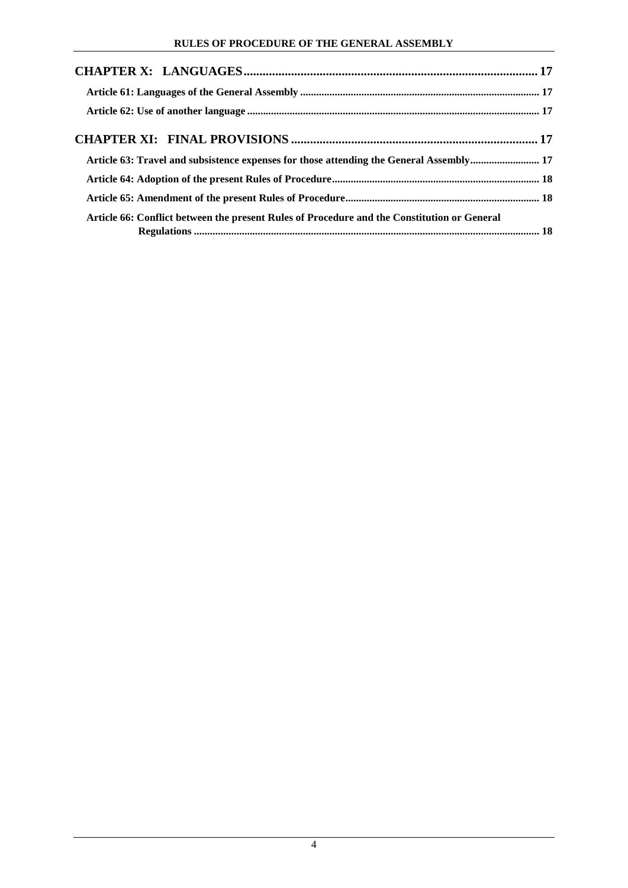**CHAPTER X: LANGUAGES** ........ 17

**Article 61: Languages of the General Assembly** ........ 17

**Article 62: Use of another language** ........ 17

**CHAPTER XI: FINAL PROVISIONS** ........ 17

**Article 63: Travel and subsistence expenses for those attending the General Assembly** ........ 17

**Article 64: Adoption of the present Rules of Procedure** ........ 18

**Article 65: Amendment of the present Rules of Procedure** ........ 18

**Article 66: Conflict between the present Rules of Procedure and the Constitution or General Regulations** ........ 18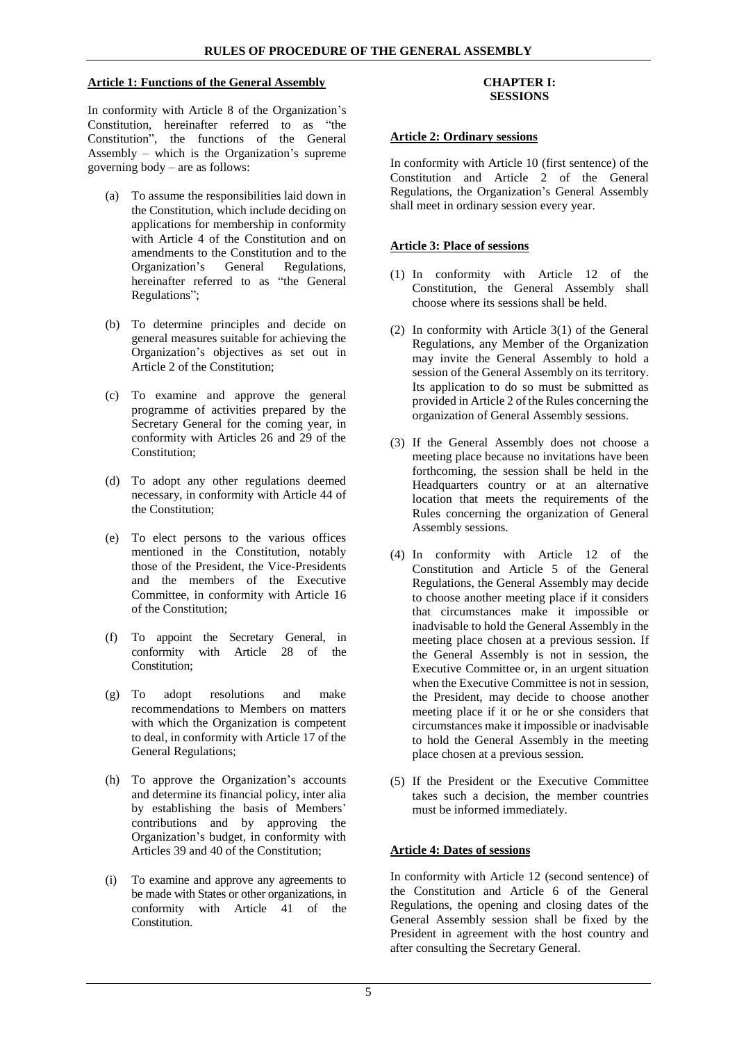## Article 1: Functions of the General Assembly

In conformity with Article 8 of the Organization's Constitution, hereinafter referred to as "the Constitution", the functions of the General Assembly – which is the Organization's supreme governing body – are as follows:

(a) To assume the responsibilities laid down in the Constitution, which include deciding on applications for membership in conformity with Article 4 of the Constitution and on amendments to the Constitution and to the Organization's General Regulations, hereinafter referred to as "the General Regulations";

(b) To determine principles and decide on general measures suitable for achieving the Organization's objectives as set out in Article 2 of the Constitution;

(c) To examine and approve the general programme of activities prepared by the Secretary General for the coming year, in conformity with Articles 26 and 29 of the Constitution;

(d) To adopt any other regulations deemed necessary, in conformity with Article 44 of the Constitution;

(e) To elect persons to the various offices mentioned in the Constitution, notably those of the President, the Vice-Presidents and the members of the Executive Committee, in conformity with Article 16 of the Constitution;

(f) To appoint the Secretary General, in conformity with Article 28 of the Constitution;

(g) To adopt resolutions and make recommendations to Members on matters with which the Organization is competent to deal, in conformity with Article 17 of the General Regulations;

(h) To approve the Organization's accounts and determine its financial policy, inter alia by establishing the basis of Members' contributions and by approving the Organization's budget, in conformity with Articles 39 and 40 of the Constitution;

(i) To examine and approve any agreements to be made with States or other organizations, in conformity with Article 41 of the Constitution.

# CHAPTER I: SESSIONS

## Article 2: Ordinary sessions

In conformity with Article 10 (first sentence) of the Constitution and Article 2 of the General Regulations, the Organization's General Assembly shall meet in ordinary session every year.

## Article 3: Place of sessions

(1) In conformity with Article 12 of the Constitution, the General Assembly shall choose where its sessions shall be held.

(2) In conformity with Article 3(1) of the General Regulations, any Member of the Organization may invite the General Assembly to hold a session of the General Assembly on its territory. Its application to do so must be submitted as provided in Article 2 of the Rules concerning the organization of General Assembly sessions.

(3) If the General Assembly does not choose a meeting place because no invitations have been forthcoming, the session shall be held in the Headquarters country or at an alternative location that meets the requirements of the Rules concerning the organization of General Assembly sessions.

(4) In conformity with Article 12 of the Constitution and Article 5 of the General Regulations, the General Assembly may decide to choose another meeting place if it considers that circumstances make it impossible or inadvisable to hold the General Assembly in the meeting place chosen at a previous session. If the General Assembly is not in session, the Executive Committee or, in an urgent situation when the Executive Committee is not in session, the President, may decide to choose another meeting place if it or he or she considers that circumstances make it impossible or inadvisable to hold the General Assembly in the meeting place chosen at a previous session.

(5) If the President or the Executive Committee takes such a decision, the member countries must be informed immediately.

## Article 4: Dates of sessions

In conformity with Article 12 (second sentence) of the Constitution and Article 6 of the General Regulations, the opening and closing dates of the General Assembly session shall be fixed by the President in agreement with the host country and after consulting the Secretary General.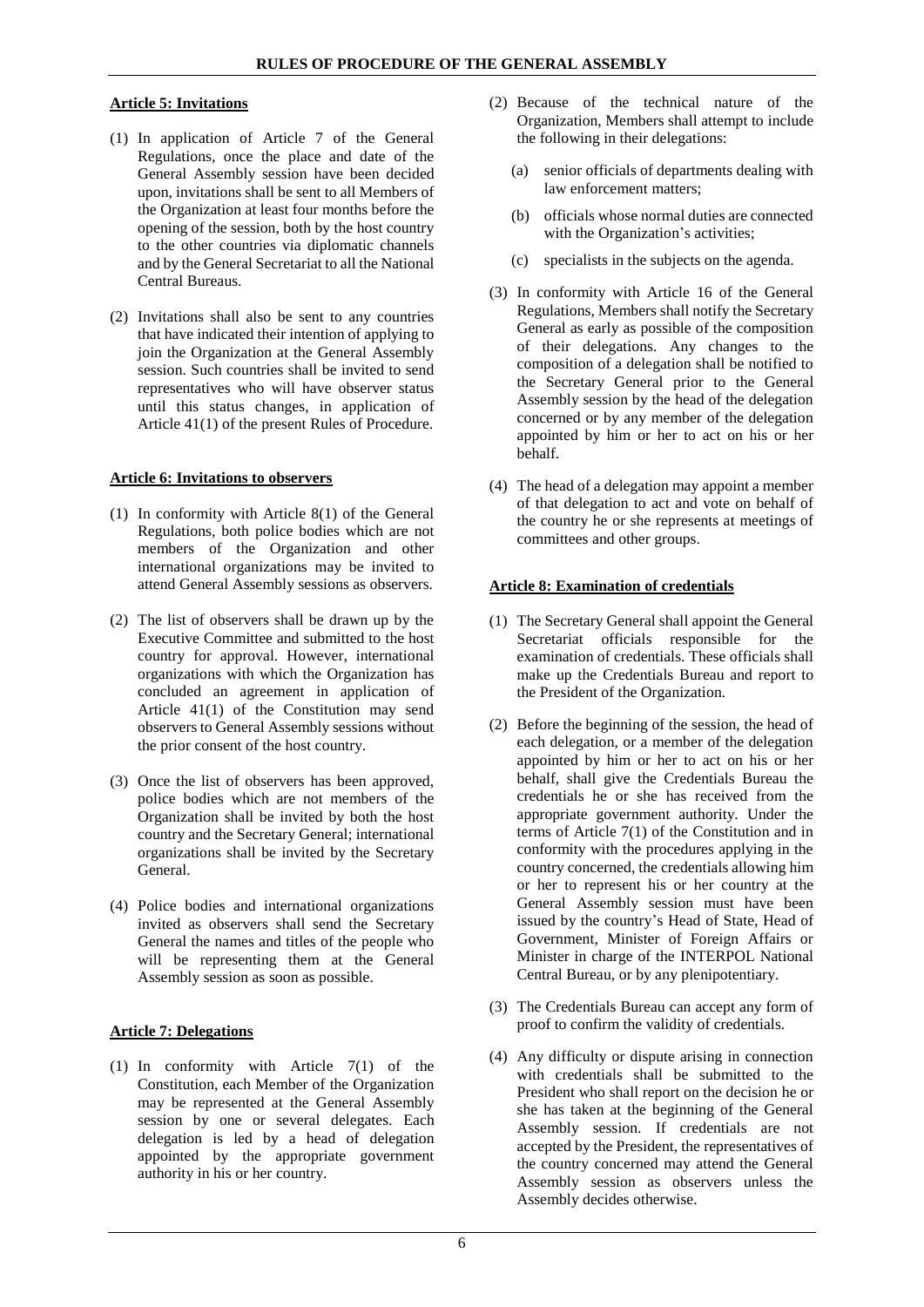### Article 5: Invitations

(1) In application of Article 7 of the General Regulations, once the place and date of the General Assembly session have been decided upon, invitations shall be sent to all Members of the Organization at least four months before the opening of the session, both by the host country to the other countries via diplomatic channels and by the General Secretariat to all the National Central Bureaus.

(2) Invitations shall also be sent to any countries that have indicated their intention of applying to join the Organization at the General Assembly session. Such countries shall be invited to send representatives who will have observer status until this status changes, in application of Article 41(1) of the present Rules of Procedure.

### Article 6: Invitations to observers

(1) In conformity with Article 8(1) of the General Regulations, both police bodies which are not members of the Organization and other international organizations may be invited to attend General Assembly sessions as observers.

(2) The list of observers shall be drawn up by the Executive Committee and submitted to the host country for approval. However, international organizations with which the Organization has concluded an agreement in application of Article 41(1) of the Constitution may send observers to General Assembly sessions without the prior consent of the host country.

(3) Once the list of observers has been approved, police bodies which are not members of the Organization shall be invited by both the host country and the Secretary General; international organizations shall be invited by the Secretary General.

(4) Police bodies and international organizations invited as observers shall send the Secretary General the names and titles of the people who will be representing them at the General Assembly session as soon as possible.

### Article 7: Delegations

(1) In conformity with Article 7(1) of the Constitution, each Member of the Organization may be represented at the General Assembly session by one or several delegates. Each delegation is led by a head of delegation appointed by the appropriate government authority in his or her country.

(2) Because of the technical nature of the Organization, Members shall attempt to include the following in their delegations:

   (a) senior officials of departments dealing with law enforcement matters;

   (b) officials whose normal duties are connected with the Organization's activities;

   (c) specialists in the subjects on the agenda.

(3) In conformity with Article 16 of the General Regulations, Members shall notify the Secretary General as early as possible of the composition of their delegations. Any changes to the composition of a delegation shall be notified to the Secretary General prior to the General Assembly session by the head of the delegation concerned or by any member of the delegation appointed by him or her to act on his or her behalf.

(4) The head of a delegation may appoint a member of that delegation to act and vote on behalf of the country he or she represents at meetings of committees and other groups.

### Article 8: Examination of credentials

(1) The Secretary General shall appoint the General Secretariat officials responsible for the examination of credentials. These officials shall make up the Credentials Bureau and report to the President of the Organization.

(2) Before the beginning of the session, the head of each delegation, or a member of the delegation appointed by him or her to act on his or her behalf, shall give the Credentials Bureau the credentials he or she has received from the appropriate government authority. Under the terms of Article 7(1) of the Constitution and in conformity with the procedures applying in the country concerned, the credentials allowing him or her to represent his or her country at the General Assembly session must have been issued by the country's Head of State, Head of Government, Minister of Foreign Affairs or Minister in charge of the INTERPOL National Central Bureau, or by any plenipotentiary.

(3) The Credentials Bureau can accept any form of proof to confirm the validity of credentials.

(4) Any difficulty or dispute arising in connection with credentials shall be submitted to the President who shall report on the decision he or she has taken at the beginning of the General Assembly session. If credentials are not accepted by the President, the representatives of the country concerned may attend the General Assembly session as observers unless the Assembly decides otherwise.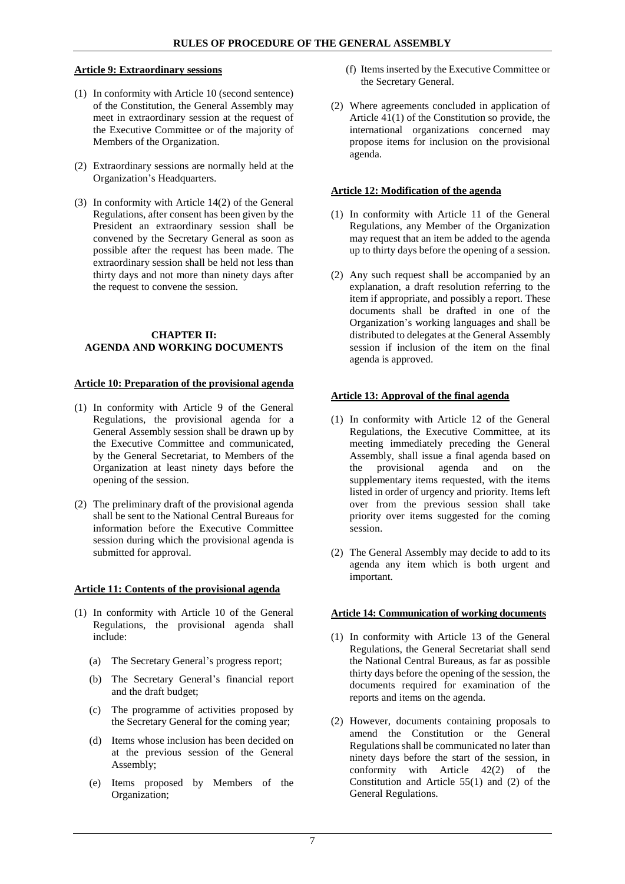#### Article 9: Extraordinary sessions

(1) In conformity with Article 10 (second sentence) of the Constitution, the General Assembly may meet in extraordinary session at the request of the Executive Committee or of the majority of Members of the Organization.

(2) Extraordinary sessions are normally held at the Organization's Headquarters.

(3) In conformity with Article 14(2) of the General Regulations, after consent has been given by the President an extraordinary session shall be convened by the Secretary General as soon as possible after the request has been made. The extraordinary session shall be held not less than thirty days and not more than ninety days after the request to convene the session.

## CHAPTER II: AGENDA AND WORKING DOCUMENTS

#### Article 10: Preparation of the provisional agenda

(1) In conformity with Article 9 of the General Regulations, the provisional agenda for a General Assembly session shall be drawn up by the Executive Committee and communicated, by the General Secretariat, to Members of the Organization at least ninety days before the opening of the session.

(2) The preliminary draft of the provisional agenda shall be sent to the National Central Bureaus for information before the Executive Committee session during which the provisional agenda is submitted for approval.

#### Article 11: Contents of the provisional agenda

(1) In conformity with Article 10 of the General Regulations, the provisional agenda shall include:

   (a) The Secretary General's progress report;

   (b) The Secretary General's financial report and the draft budget;

   (c) The programme of activities proposed by the Secretary General for the coming year;

   (d) Items whose inclusion has been decided on at the previous session of the General Assembly;

   (e) Items proposed by Members of the Organization;

   (f) Items inserted by the Executive Committee or the Secretary General.

(2) Where agreements concluded in application of Article 41(1) of the Constitution so provide, the international organizations concerned may propose items for inclusion on the provisional agenda.

#### Article 12: Modification of the agenda

(1) In conformity with Article 11 of the General Regulations, any Member of the Organization may request that an item be added to the agenda up to thirty days before the opening of a session.

(2) Any such request shall be accompanied by an explanation, a draft resolution referring to the item if appropriate, and possibly a report. These documents shall be drafted in one of the Organization's working languages and shall be distributed to delegates at the General Assembly session if inclusion of the item on the final agenda is approved.

#### Article 13: Approval of the final agenda

(1) In conformity with Article 12 of the General Regulations, the Executive Committee, at its meeting immediately preceding the General Assembly, shall issue a final agenda based on the provisional agenda and on the supplementary items requested, with the items listed in order of urgency and priority. Items left over from the previous session shall take priority over items suggested for the coming session.

(2) The General Assembly may decide to add to its agenda any item which is both urgent and important.

#### Article 14: Communication of working documents

(1) In conformity with Article 13 of the General Regulations, the General Secretariat shall send the National Central Bureaus, as far as possible thirty days before the opening of the session, the documents required for examination of the reports and items on the agenda.

(2) However, documents containing proposals to amend the Constitution or the General Regulations shall be communicated no later than ninety days before the start of the session, in conformity with Article 42(2) of the Constitution and Article 55(1) and (2) of the General Regulations.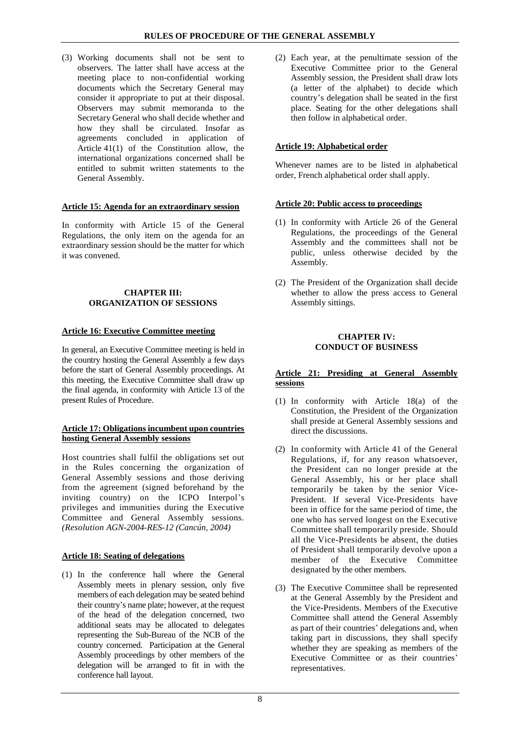(3) Working documents shall not be sent to observers. The latter shall have access at the meeting place to non-confidential working documents which the Secretary General may consider it appropriate to put at their disposal. Observers may submit memoranda to the Secretary General who shall decide whether and how they shall be circulated. Insofar as agreements concluded in application of Article 41(1) of the Constitution allow, the international organizations concerned shall be entitled to submit written statements to the General Assembly.

#### Article 15: Agenda for an extraordinary session

In conformity with Article 15 of the General Regulations, the only item on the agenda for an extraordinary session should be the matter for which it was convened.

## CHAPTER III: ORGANIZATION OF SESSIONS

#### Article 16: Executive Committee meeting

In general, an Executive Committee meeting is held in the country hosting the General Assembly a few days before the start of General Assembly proceedings. At this meeting, the Executive Committee shall draw up the final agenda, in conformity with Article 13 of the present Rules of Procedure.

#### Article 17: Obligations incumbent upon countries hosting General Assembly sessions

Host countries shall fulfil the obligations set out in the Rules concerning the organization of General Assembly sessions and those deriving from the agreement (signed beforehand by the inviting country) on the ICPO Interpol's privileges and immunities during the Executive Committee and General Assembly sessions. *(Resolution AGN-2004-RES-12 (Cancún, 2004)*

#### Article 18: Seating of delegations

(1) In the conference hall where the General Assembly meets in plenary session, only five members of each delegation may be seated behind their country's name plate; however, at the request of the head of the delegation concerned, two additional seats may be allocated to delegates representing the Sub-Bureau of the NCB of the country concerned. Participation at the General Assembly proceedings by other members of the delegation will be arranged to fit in with the conference hall layout.

(2) Each year, at the penultimate session of the Executive Committee prior to the General Assembly session, the President shall draw lots (a letter of the alphabet) to decide which country's delegation shall be seated in the first place. Seating for the other delegations shall then follow in alphabetical order.

#### Article 19: Alphabetical order

Whenever names are to be listed in alphabetical order, French alphabetical order shall apply.

#### Article 20: Public access to proceedings

(1) In conformity with Article 26 of the General Regulations, the proceedings of the General Assembly and the committees shall not be public, unless otherwise decided by the Assembly.

(2) The President of the Organization shall decide whether to allow the press access to General Assembly sittings.

## CHAPTER IV: CONDUCT OF BUSINESS

#### Article 21: Presiding at General Assembly sessions

(1) In conformity with Article 18(a) of the Constitution, the President of the Organization shall preside at General Assembly sessions and direct the discussions.

(2) In conformity with Article 41 of the General Regulations, if, for any reason whatsoever, the President can no longer preside at the General Assembly, his or her place shall temporarily be taken by the senior Vice-President. If several Vice-Presidents have been in office for the same period of time, the one who has served longest on the Executive Committee shall temporarily preside. Should all the Vice-Presidents be absent, the duties of President shall temporarily devolve upon a member of the Executive Committee designated by the other members.

(3) The Executive Committee shall be represented at the General Assembly by the President and the Vice-Presidents. Members of the Executive Committee shall attend the General Assembly as part of their countries' delegations and, when taking part in discussions, they shall specify whether they are speaking as members of the Executive Committee or as their countries' representatives.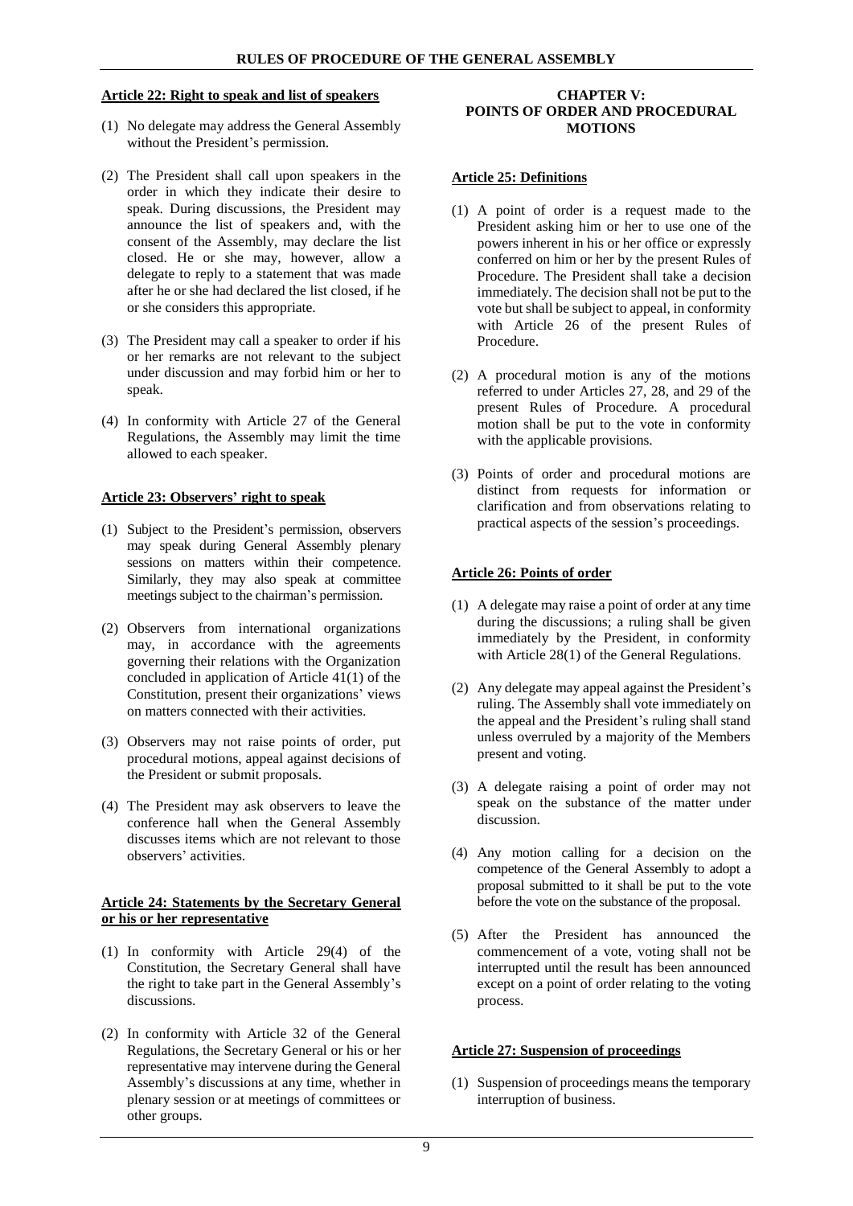#### Article 22: Right to speak and list of speakers

(1) No delegate may address the General Assembly without the President's permission.

(2) The President shall call upon speakers in the order in which they indicate their desire to speak. During discussions, the President may announce the list of speakers and, with the consent of the Assembly, may declare the list closed. He or she may, however, allow a delegate to reply to a statement that was made after he or she had declared the list closed, if he or she considers this appropriate.

(3) The President may call a speaker to order if his or her remarks are not relevant to the subject under discussion and may forbid him or her to speak.

(4) In conformity with Article 27 of the General Regulations, the Assembly may limit the time allowed to each speaker.

#### Article 23: Observers' right to speak

(1) Subject to the President's permission, observers may speak during General Assembly plenary sessions on matters within their competence. Similarly, they may also speak at committee meetings subject to the chairman's permission.

(2) Observers from international organizations may, in accordance with the agreements governing their relations with the Organization concluded in application of Article 41(1) of the Constitution, present their organizations' views on matters connected with their activities.

(3) Observers may not raise points of order, put procedural motions, appeal against decisions of the President or submit proposals.

(4) The President may ask observers to leave the conference hall when the General Assembly discusses items which are not relevant to those observers' activities.

#### Article 24: Statements by the Secretary General or his or her representative

(1) In conformity with Article 29(4) of the Constitution, the Secretary General shall have the right to take part in the General Assembly's discussions.

(2) In conformity with Article 32 of the General Regulations, the Secretary General or his or her representative may intervene during the General Assembly's discussions at any time, whether in plenary session or at meetings of committees or other groups.

### CHAPTER V: POINTS OF ORDER AND PROCEDURAL MOTIONS

#### Article 25: Definitions

(1) A point of order is a request made to the President asking him or her to use one of the powers inherent in his or her office or expressly conferred on him or her by the present Rules of Procedure. The President shall take a decision immediately. The decision shall not be put to the vote but shall be subject to appeal, in conformity with Article 26 of the present Rules of Procedure.

(2) A procedural motion is any of the motions referred to under Articles 27, 28, and 29 of the present Rules of Procedure. A procedural motion shall be put to the vote in conformity with the applicable provisions.

(3) Points of order and procedural motions are distinct from requests for information or clarification and from observations relating to practical aspects of the session's proceedings.

#### Article 26: Points of order

(1) A delegate may raise a point of order at any time during the discussions; a ruling shall be given immediately by the President, in conformity with Article 28(1) of the General Regulations.

(2) Any delegate may appeal against the President's ruling. The Assembly shall vote immediately on the appeal and the President's ruling shall stand unless overruled by a majority of the Members present and voting.

(3) A delegate raising a point of order may not speak on the substance of the matter under discussion.

(4) Any motion calling for a decision on the competence of the General Assembly to adopt a proposal submitted to it shall be put to the vote before the vote on the substance of the proposal.

(5) After the President has announced the commencement of a vote, voting shall not be interrupted until the result has been announced except on a point of order relating to the voting process.

#### Article 27: Suspension of proceedings

(1) Suspension of proceedings means the temporary interruption of business.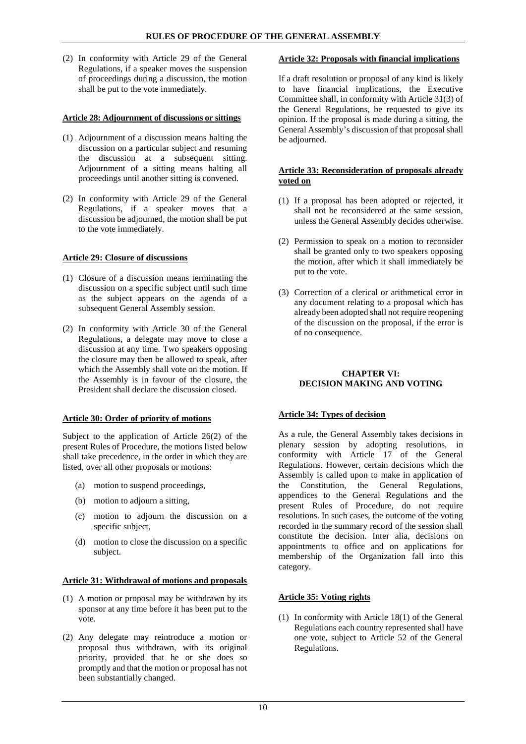(2) In conformity with Article 29 of the General Regulations, if a speaker moves the suspension of proceedings during a discussion, the motion shall be put to the vote immediately.

**Article 28: Adjournment of discussions or sittings**

(1) Adjournment of a discussion means halting the discussion on a particular subject and resuming the discussion at a subsequent sitting. Adjournment of a sitting means halting all proceedings until another sitting is convened.

(2) In conformity with Article 29 of the General Regulations, if a speaker moves that a discussion be adjourned, the motion shall be put to the vote immediately.

**Article 29: Closure of discussions**

(1) Closure of a discussion means terminating the discussion on a specific subject until such time as the subject appears on the agenda of a subsequent General Assembly session.

(2) In conformity with Article 30 of the General Regulations, a delegate may move to close a discussion at any time. Two speakers opposing the closure may then be allowed to speak, after which the Assembly shall vote on the motion. If the Assembly is in favour of the closure, the President shall declare the discussion closed.

**Article 30: Order of priority of motions**

Subject to the application of Article 26(2) of the present Rules of Procedure, the motions listed below shall take precedence, in the order in which they are listed, over all other proposals or motions:

(a) motion to suspend proceedings,

(b) motion to adjourn a sitting,

(c) motion to adjourn the discussion on a specific subject,

(d) motion to close the discussion on a specific subject.

**Article 31: Withdrawal of motions and proposals**

(1) A motion or proposal may be withdrawn by its sponsor at any time before it has been put to the vote.

(2) Any delegate may reintroduce a motion or proposal thus withdrawn, with its original priority, provided that he or she does so promptly and that the motion or proposal has not been substantially changed.

**Article 32: Proposals with financial implications**

If a draft resolution or proposal of any kind is likely to have financial implications, the Executive Committee shall, in conformity with Article 31(3) of the General Regulations, be requested to give its opinion. If the proposal is made during a sitting, the General Assembly's discussion of that proposal shall be adjourned.

**Article 33: Reconsideration of proposals already voted on**

(1) If a proposal has been adopted or rejected, it shall not be reconsidered at the same session, unless the General Assembly decides otherwise.

(2) Permission to speak on a motion to reconsider shall be granted only to two speakers opposing the motion, after which it shall immediately be put to the vote.

(3) Correction of a clerical or arithmetical error in any document relating to a proposal which has already been adopted shall not require reopening of the discussion on the proposal, if the error is of no consequence.

## CHAPTER VI: DECISION MAKING AND VOTING

**Article 34: Types of decision**

As a rule, the General Assembly takes decisions in plenary session by adopting resolutions, in conformity with Article 17 of the General Regulations. However, certain decisions which the Assembly is called upon to make in application of the Constitution, the General Regulations, appendices to the General Regulations and the present Rules of Procedure, do not require resolutions. In such cases, the outcome of the voting recorded in the summary record of the session shall constitute the decision. Inter alia, decisions on appointments to office and on applications for membership of the Organization fall into this category.

**Article 35: Voting rights**

(1) In conformity with Article 18(1) of the General Regulations each country represented shall have one vote, subject to Article 52 of the General Regulations.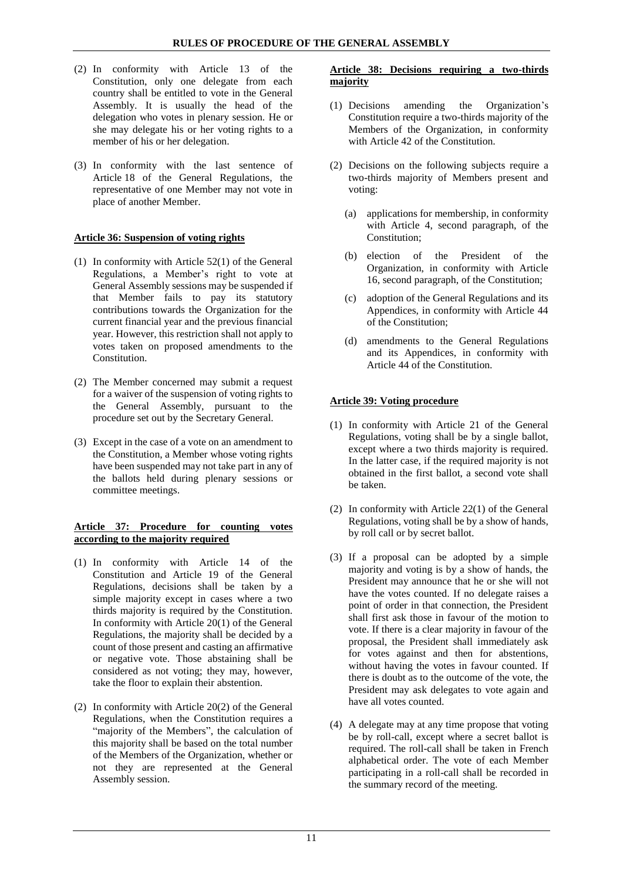(2) In conformity with Article 13 of the Constitution, only one delegate from each country shall be entitled to vote in the General Assembly. It is usually the head of the delegation who votes in plenary session. He or she may delegate his or her voting rights to a member of his or her delegation.

(3) In conformity with the last sentence of Article 18 of the General Regulations, the representative of one Member may not vote in place of another Member.

### Article 36: Suspension of voting rights

(1) In conformity with Article 52(1) of the General Regulations, a Member's right to vote at General Assembly sessions may be suspended if that Member fails to pay its statutory contributions towards the Organization for the current financial year and the previous financial year. However, this restriction shall not apply to votes taken on proposed amendments to the Constitution.

(2) The Member concerned may submit a request for a waiver of the suspension of voting rights to the General Assembly, pursuant to the procedure set out by the Secretary General.

(3) Except in the case of a vote on an amendment to the Constitution, a Member whose voting rights have been suspended may not take part in any of the ballots held during plenary sessions or committee meetings.

### Article 37: Procedure for counting votes according to the majority required

(1) In conformity with Article 14 of the Constitution and Article 19 of the General Regulations, decisions shall be taken by a simple majority except in cases where a two thirds majority is required by the Constitution. In conformity with Article 20(1) of the General Regulations, the majority shall be decided by a count of those present and casting an affirmative or negative vote. Those abstaining shall be considered as not voting; they may, however, take the floor to explain their abstention.

(2) In conformity with Article 20(2) of the General Regulations, when the Constitution requires a "majority of the Members", the calculation of this majority shall be based on the total number of the Members of the Organization, whether or not they are represented at the General Assembly session.

### Article 38: Decisions requiring a two-thirds majority

(1) Decisions amending the Organization's Constitution require a two-thirds majority of the Members of the Organization, in conformity with Article 42 of the Constitution.

(2) Decisions on the following subjects require a two-thirds majority of Members present and voting:

   (a) applications for membership, in conformity with Article 4, second paragraph, of the Constitution;

   (b) election of the President of the Organization, in conformity with Article 16, second paragraph, of the Constitution;

   (c) adoption of the General Regulations and its Appendices, in conformity with Article 44 of the Constitution;

   (d) amendments to the General Regulations and its Appendices, in conformity with Article 44 of the Constitution.

### Article 39: Voting procedure

(1) In conformity with Article 21 of the General Regulations, voting shall be by a single ballot, except where a two thirds majority is required. In the latter case, if the required majority is not obtained in the first ballot, a second vote shall be taken.

(2) In conformity with Article 22(1) of the General Regulations, voting shall be by a show of hands, by roll call or by secret ballot.

(3) If a proposal can be adopted by a simple majority and voting is by a show of hands, the President may announce that he or she will not have the votes counted. If no delegate raises a point of order in that connection, the President shall first ask those in favour of the motion to vote. If there is a clear majority in favour of the proposal, the President shall immediately ask for votes against and then for abstentions, without having the votes in favour counted. If there is doubt as to the outcome of the vote, the President may ask delegates to vote again and have all votes counted.

(4) A delegate may at any time propose that voting be by roll-call, except where a secret ballot is required. The roll-call shall be taken in French alphabetical order. The vote of each Member participating in a roll-call shall be recorded in the summary record of the meeting.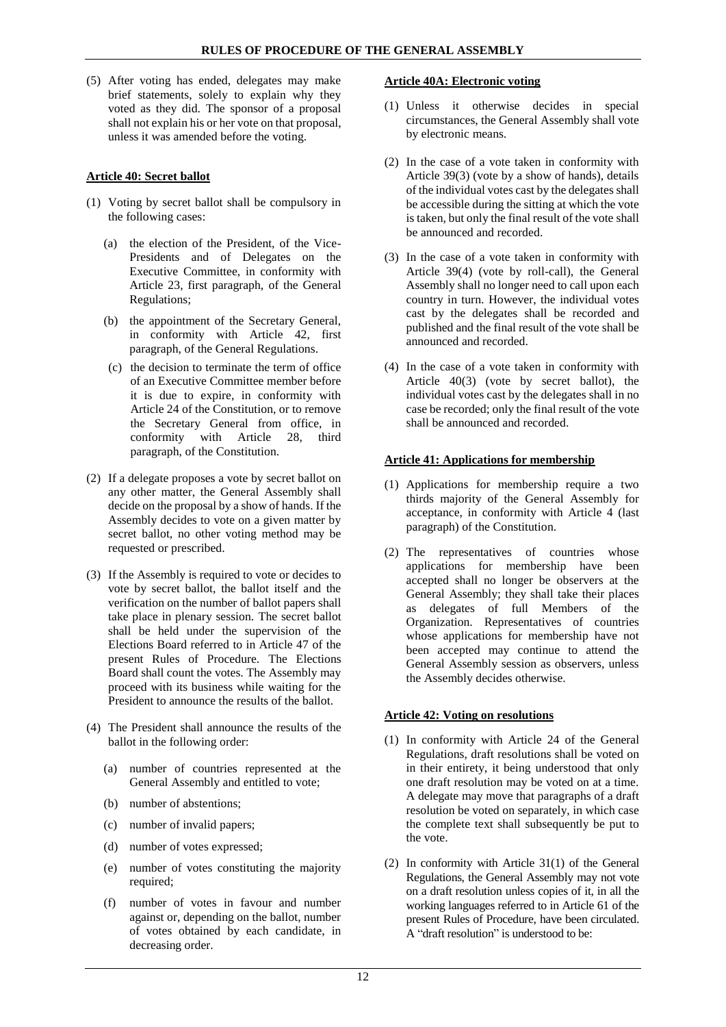(5) After voting has ended, delegates may make brief statements, solely to explain why they voted as they did. The sponsor of a proposal shall not explain his or her vote on that proposal, unless it was amended before the voting.

**Article 40: Secret ballot**

(1) Voting by secret ballot shall be compulsory in the following cases:

  (a) the election of the President, of the Vice-Presidents and of Delegates on the Executive Committee, in conformity with Article 23, first paragraph, of the General Regulations;

  (b) the appointment of the Secretary General, in conformity with Article 42, first paragraph, of the General Regulations.

  (c) the decision to terminate the term of office of an Executive Committee member before it is due to expire, in conformity with Article 24 of the Constitution, or to remove the Secretary General from office, in conformity with Article 28, third paragraph, of the Constitution.

(2) If a delegate proposes a vote by secret ballot on any other matter, the General Assembly shall decide on the proposal by a show of hands. If the Assembly decides to vote on a given matter by secret ballot, no other voting method may be requested or prescribed.

(3) If the Assembly is required to vote or decides to vote by secret ballot, the ballot itself and the verification on the number of ballot papers shall take place in plenary session. The secret ballot shall be held under the supervision of the Elections Board referred to in Article 47 of the present Rules of Procedure. The Elections Board shall count the votes. The Assembly may proceed with its business while waiting for the President to announce the results of the ballot.

(4) The President shall announce the results of the ballot in the following order:

  (a) number of countries represented at the General Assembly and entitled to vote;

  (b) number of abstentions;

  (c) number of invalid papers;

  (d) number of votes expressed;

  (e) number of votes constituting the majority required;

  (f) number of votes in favour and number against or, depending on the ballot, number of votes obtained by each candidate, in decreasing order.

**Article 40A: Electronic voting**

(1) Unless it otherwise decides in special circumstances, the General Assembly shall vote by electronic means.

(2) In the case of a vote taken in conformity with Article 39(3) (vote by a show of hands), details of the individual votes cast by the delegates shall be accessible during the sitting at which the vote is taken, but only the final result of the vote shall be announced and recorded.

(3) In the case of a vote taken in conformity with Article 39(4) (vote by roll-call), the General Assembly shall no longer need to call upon each country in turn. However, the individual votes cast by the delegates shall be recorded and published and the final result of the vote shall be announced and recorded.

(4) In the case of a vote taken in conformity with Article 40(3) (vote by secret ballot), the individual votes cast by the delegates shall in no case be recorded; only the final result of the vote shall be announced and recorded.

**Article 41: Applications for membership**

(1) Applications for membership require a two thirds majority of the General Assembly for acceptance, in conformity with Article 4 (last paragraph) of the Constitution.

(2) The representatives of countries whose applications for membership have been accepted shall no longer be observers at the General Assembly; they shall take their places as delegates of full Members of the Organization. Representatives of countries whose applications for membership have not been accepted may continue to attend the General Assembly session as observers, unless the Assembly decides otherwise.

**Article 42: Voting on resolutions**

(1) In conformity with Article 24 of the General Regulations, draft resolutions shall be voted on in their entirety, it being understood that only one draft resolution may be voted on at a time. A delegate may move that paragraphs of a draft resolution be voted on separately, in which case the complete text shall subsequently be put to the vote.

(2) In conformity with Article 31(1) of the General Regulations, the General Assembly may not vote on a draft resolution unless copies of it, in all the working languages referred to in Article 61 of the present Rules of Procedure, have been circulated. A "draft resolution" is understood to be: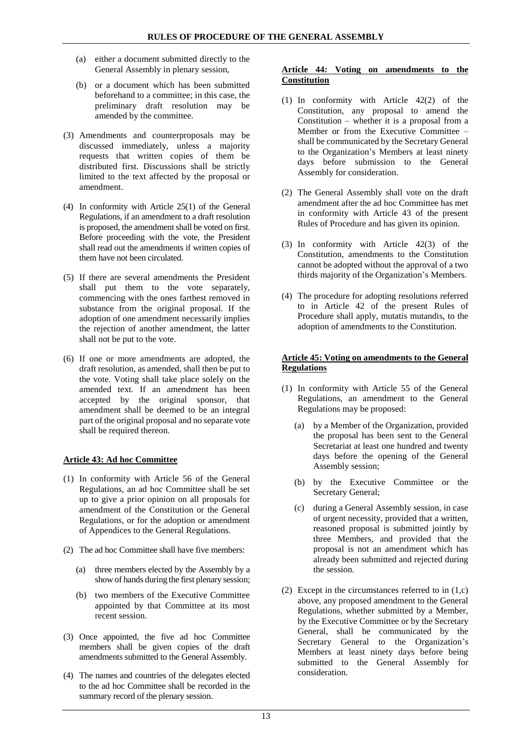(a) either a document submitted directly to the General Assembly in plenary session,

(b) or a document which has been submitted beforehand to a committee; in this case, the preliminary draft resolution may be amended by the committee.

(3) Amendments and counterproposals may be discussed immediately, unless a majority requests that written copies of them be distributed first. Discussions shall be strictly limited to the text affected by the proposal or amendment.

(4) In conformity with Article 25(1) of the General Regulations, if an amendment to a draft resolution is proposed, the amendment shall be voted on first. Before proceeding with the vote, the President shall read out the amendments if written copies of them have not been circulated.

(5) If there are several amendments the President shall put them to the vote separately, commencing with the ones farthest removed in substance from the original proposal. If the adoption of one amendment necessarily implies the rejection of another amendment, the latter shall not be put to the vote.

(6) If one or more amendments are adopted, the draft resolution, as amended, shall then be put to the vote. Voting shall take place solely on the amended text. If an amendment has been accepted by the original sponsor, that amendment shall be deemed to be an integral part of the original proposal and no separate vote shall be required thereon.

**Article 43: Ad hoc Committee**

(1) In conformity with Article 56 of the General Regulations, an ad hoc Committee shall be set up to give a prior opinion on all proposals for amendment of the Constitution or the General Regulations, or for the adoption or amendment of Appendices to the General Regulations.

(2) The ad hoc Committee shall have five members:

   (a) three members elected by the Assembly by a show of hands during the first plenary session;

   (b) two members of the Executive Committee appointed by that Committee at its most recent session.

(3) Once appointed, the five ad hoc Committee members shall be given copies of the draft amendments submitted to the General Assembly.

(4) The names and countries of the delegates elected to the ad hoc Committee shall be recorded in the summary record of the plenary session.

**Article 44: Voting on amendments to the Constitution**

(1) In conformity with Article 42(2) of the Constitution, any proposal to amend the Constitution – whether it is a proposal from a Member or from the Executive Committee – shall be communicated by the Secretary General to the Organization's Members at least ninety days before submission to the General Assembly for consideration.

(2) The General Assembly shall vote on the draft amendment after the ad hoc Committee has met in conformity with Article 43 of the present Rules of Procedure and has given its opinion.

(3) In conformity with Article 42(3) of the Constitution, amendments to the Constitution cannot be adopted without the approval of a two thirds majority of the Organization's Members.

(4) The procedure for adopting resolutions referred to in Article 42 of the present Rules of Procedure shall apply, mutatis mutandis, to the adoption of amendments to the Constitution.

**Article 45: Voting on amendments to the General Regulations**

(1) In conformity with Article 55 of the General Regulations, an amendment to the General Regulations may be proposed:

   (a) by a Member of the Organization, provided the proposal has been sent to the General Secretariat at least one hundred and twenty days before the opening of the General Assembly session;

   (b) by the Executive Committee or the Secretary General;

   (c) during a General Assembly session, in case of urgent necessity, provided that a written, reasoned proposal is submitted jointly by three Members, and provided that the proposal is not an amendment which has already been submitted and rejected during the session.

(2) Except in the circumstances referred to in (1,c) above, any proposed amendment to the General Regulations, whether submitted by a Member, by the Executive Committee or by the Secretary General, shall be communicated by the Secretary General to the Organization's Members at least ninety days before being submitted to the General Assembly for consideration.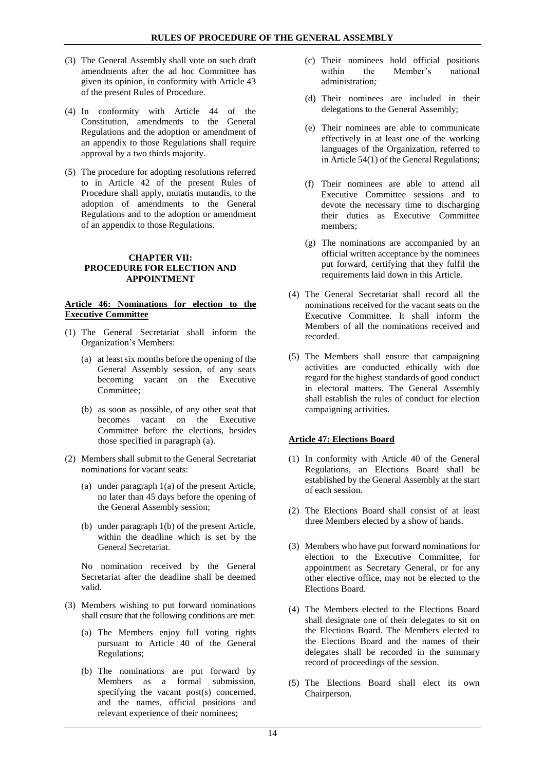(3) The General Assembly shall vote on such draft amendments after the ad hoc Committee has given its opinion, in conformity with Article 43 of the present Rules of Procedure.

(4) In conformity with Article 44 of the Constitution, amendments to the General Regulations and the adoption or amendment of an appendix to those Regulations shall require approval by a two thirds majority.

(5) The procedure for adopting resolutions referred to in Article 42 of the present Rules of Procedure shall apply, mutatis mutandis, to the adoption of amendments to the General Regulations and to the adoption or amendment of an appendix to those Regulations.

## CHAPTER VII: PROCEDURE FOR ELECTION AND APPOINTMENT

### Article 46: Nominations for election to the Executive Committee

(1) The General Secretariat shall inform the Organization's Members:

- (a) at least six months before the opening of the General Assembly session, of any seats becoming vacant on the Executive Committee;
- (b) as soon as possible, of any other seat that becomes vacant on the Executive Committee before the elections, besides those specified in paragraph (a).

(2) Members shall submit to the General Secretariat nominations for vacant seats:

- (a) under paragraph 1(a) of the present Article, no later than 45 days before the opening of the General Assembly session;
- (b) under paragraph 1(b) of the present Article, within the deadline which is set by the General Secretariat.

No nomination received by the General Secretariat after the deadline shall be deemed valid.

(3) Members wishing to put forward nominations shall ensure that the following conditions are met:

- (a) The Members enjoy full voting rights pursuant to Article 40 of the General Regulations;
- (b) The nominations are put forward by Members as a formal submission, specifying the vacant post(s) concerned, and the names, official positions and relevant experience of their nominees;
- (c) Their nominees hold official positions within the Member's national administration;
- (d) Their nominees are included in their delegations to the General Assembly;
- (e) Their nominees are able to communicate effectively in at least one of the working languages of the Organization, referred to in Article 54(1) of the General Regulations;
- (f) Their nominees are able to attend all Executive Committee sessions and to devote the necessary time to discharging their duties as Executive Committee members;
- (g) The nominations are accompanied by an official written acceptance by the nominees put forward, certifying that they fulfil the requirements laid down in this Article.

(4) The General Secretariat shall record all the nominations received for the vacant seats on the Executive Committee. It shall inform the Members of all the nominations received and recorded.

(5) The Members shall ensure that campaigning activities are conducted ethically with due regard for the highest standards of good conduct in electoral matters. The General Assembly shall establish the rules of conduct for election campaigning activities.

### Article 47: Elections Board

(1) In conformity with Article 40 of the General Regulations, an Elections Board shall be established by the General Assembly at the start of each session.

(2) The Elections Board shall consist of at least three Members elected by a show of hands.

(3) Members who have put forward nominations for election to the Executive Committee, for appointment as Secretary General, or for any other elective office, may not be elected to the Elections Board.

(4) The Members elected to the Elections Board shall designate one of their delegates to sit on the Elections Board. The Members elected to the Elections Board and the names of their delegates shall be recorded in the summary record of proceedings of the session.

(5) The Elections Board shall elect its own Chairperson.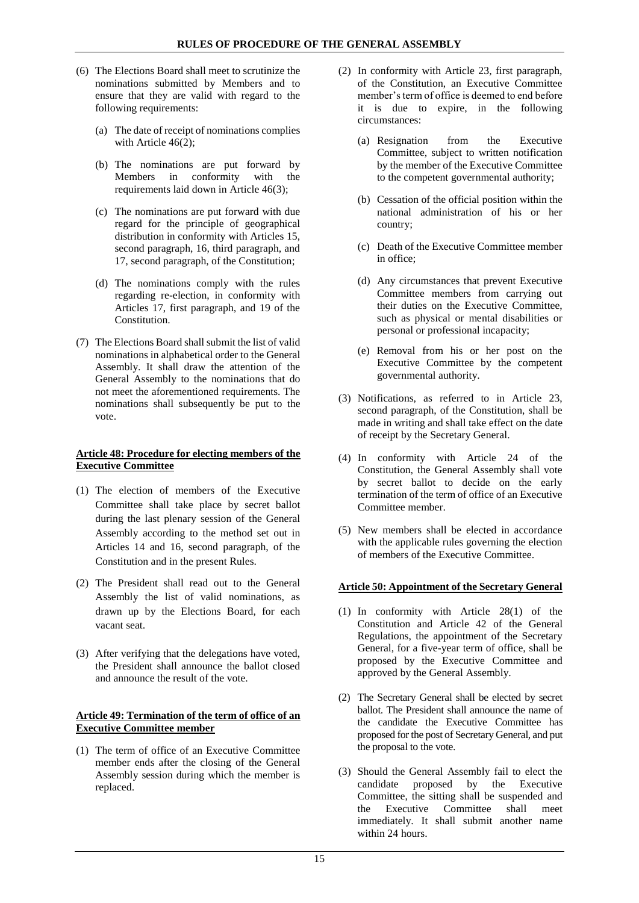(6) The Elections Board shall meet to scrutinize the nominations submitted by Members and to ensure that they are valid with regard to the following requirements:

   (a) The date of receipt of nominations complies with Article 46(2);

   (b) The nominations are put forward by Members in conformity with the requirements laid down in Article 46(3);

   (c) The nominations are put forward with due regard for the principle of geographical distribution in conformity with Articles 15, second paragraph, 16, third paragraph, and 17, second paragraph, of the Constitution;

   (d) The nominations comply with the rules regarding re-election, in conformity with Articles 17, first paragraph, and 19 of the Constitution.

(7) The Elections Board shall submit the list of valid nominations in alphabetical order to the General Assembly. It shall draw the attention of the General Assembly to the nominations that do not meet the aforementioned requirements. The nominations shall subsequently be put to the vote.

**Article 48: Procedure for electing members of the Executive Committee**

(1) The election of members of the Executive Committee shall take place by secret ballot during the last plenary session of the General Assembly according to the method set out in Articles 14 and 16, second paragraph, of the Constitution and in the present Rules.

(2) The President shall read out to the General Assembly the list of valid nominations, as drawn up by the Elections Board, for each vacant seat.

(3) After verifying that the delegations have voted, the President shall announce the ballot closed and announce the result of the vote.

**Article 49: Termination of the term of office of an Executive Committee member**

(1) The term of office of an Executive Committee member ends after the closing of the General Assembly session during which the member is replaced.

(2) In conformity with Article 23, first paragraph, of the Constitution, an Executive Committee member's term of office is deemed to end before it is due to expire, in the following circumstances:

   (a) Resignation from the Executive Committee, subject to written notification by the member of the Executive Committee to the competent governmental authority;

   (b) Cessation of the official position within the national administration of his or her country;

   (c) Death of the Executive Committee member in office;

   (d) Any circumstances that prevent Executive Committee members from carrying out their duties on the Executive Committee, such as physical or mental disabilities or personal or professional incapacity;

   (e) Removal from his or her post on the Executive Committee by the competent governmental authority.

(3) Notifications, as referred to in Article 23, second paragraph, of the Constitution, shall be made in writing and shall take effect on the date of receipt by the Secretary General.

(4) In conformity with Article 24 of the Constitution, the General Assembly shall vote by secret ballot to decide on the early termination of the term of office of an Executive Committee member.

(5) New members shall be elected in accordance with the applicable rules governing the election of members of the Executive Committee.

**Article 50: Appointment of the Secretary General**

(1) In conformity with Article 28(1) of the Constitution and Article 42 of the General Regulations, the appointment of the Secretary General, for a five-year term of office, shall be proposed by the Executive Committee and approved by the General Assembly.

(2) The Secretary General shall be elected by secret ballot. The President shall announce the name of the candidate the Executive Committee has proposed for the post of Secretary General, and put the proposal to the vote.

(3) Should the General Assembly fail to elect the candidate proposed by the Executive Committee, the sitting shall be suspended and the Executive Committee shall meet immediately. It shall submit another name within 24 hours.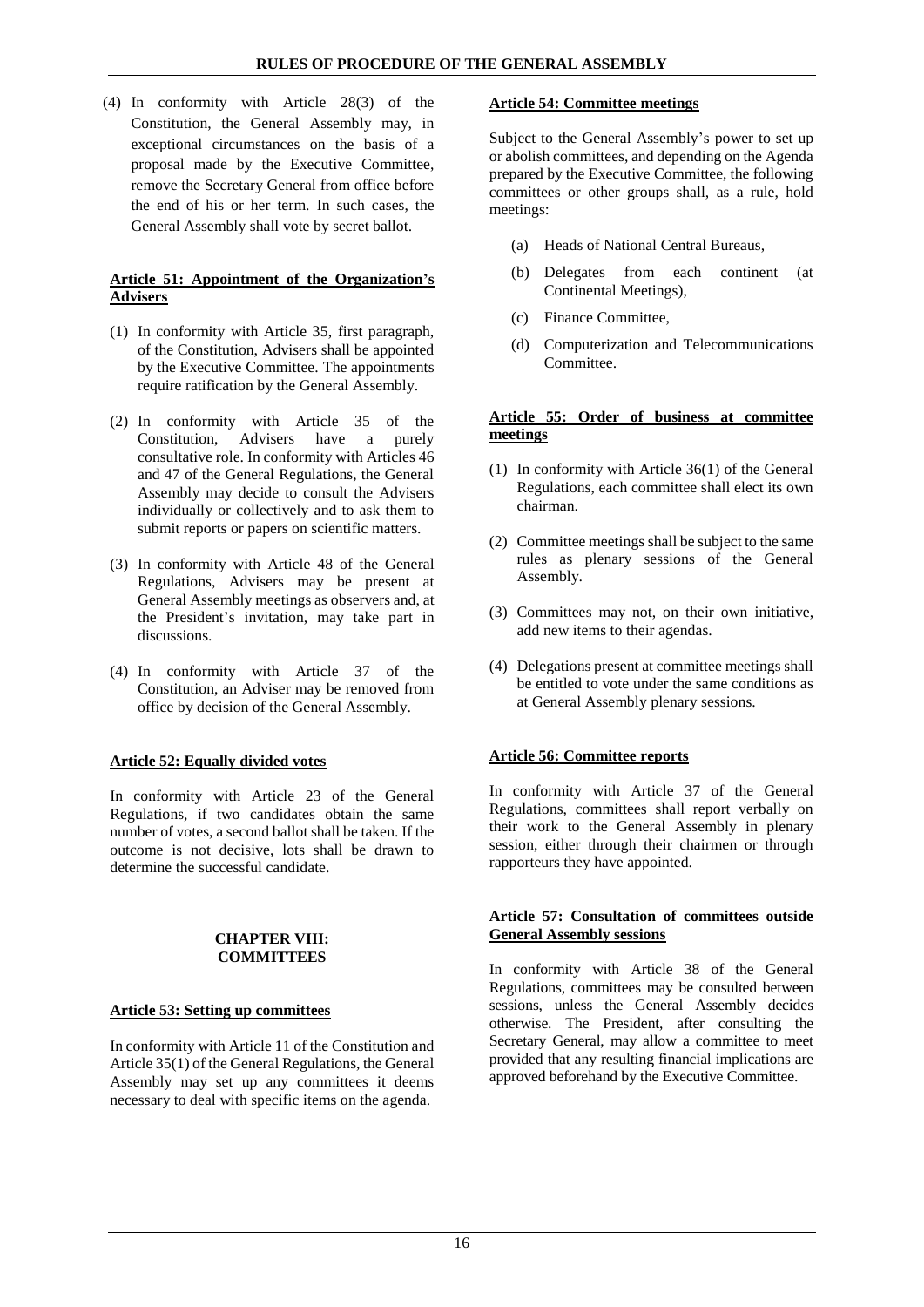(4) In conformity with Article 28(3) of the Constitution, the General Assembly may, in exceptional circumstances on the basis of a proposal made by the Executive Committee, remove the Secretary General from office before the end of his or her term. In such cases, the General Assembly shall vote by secret ballot.

### Article 51: Appointment of the Organization's Advisers

(1) In conformity with Article 35, first paragraph, of the Constitution, Advisers shall be appointed by the Executive Committee. The appointments require ratification by the General Assembly.

(2) In conformity with Article 35 of the Constitution, Advisers have a purely consultative role. In conformity with Articles 46 and 47 of the General Regulations, the General Assembly may decide to consult the Advisers individually or collectively and to ask them to submit reports or papers on scientific matters.

(3) In conformity with Article 48 of the General Regulations, Advisers may be present at General Assembly meetings as observers and, at the President's invitation, may take part in discussions.

(4) In conformity with Article 37 of the Constitution, an Adviser may be removed from office by decision of the General Assembly.

### Article 52: Equally divided votes

In conformity with Article 23 of the General Regulations, if two candidates obtain the same number of votes, a second ballot shall be taken. If the outcome is not decisive, lots shall be drawn to determine the successful candidate.

## CHAPTER VIII: COMMITTEES

### Article 53: Setting up committees

In conformity with Article 11 of the Constitution and Article 35(1) of the General Regulations, the General Assembly may set up any committees it deems necessary to deal with specific items on the agenda.

### Article 54: Committee meetings

Subject to the General Assembly's power to set up or abolish committees, and depending on the Agenda prepared by the Executive Committee, the following committees or other groups shall, as a rule, hold meetings:

(a) Heads of National Central Bureaus,

(b) Delegates from each continent (at Continental Meetings),

(c) Finance Committee,

(d) Computerization and Telecommunications Committee.

### Article 55: Order of business at committee meetings

(1) In conformity with Article 36(1) of the General Regulations, each committee shall elect its own chairman.

(2) Committee meetings shall be subject to the same rules as plenary sessions of the General Assembly.

(3) Committees may not, on their own initiative, add new items to their agendas.

(4) Delegations present at committee meetings shall be entitled to vote under the same conditions as at General Assembly plenary sessions.

### Article 56: Committee reports

In conformity with Article 37 of the General Regulations, committees shall report verbally on their work to the General Assembly in plenary session, either through their chairmen or through rapporteurs they have appointed.

### Article 57: Consultation of committees outside General Assembly sessions

In conformity with Article 38 of the General Regulations, committees may be consulted between sessions, unless the General Assembly decides otherwise. The President, after consulting the Secretary General, may allow a committee to meet provided that any resulting financial implications are approved beforehand by the Executive Committee.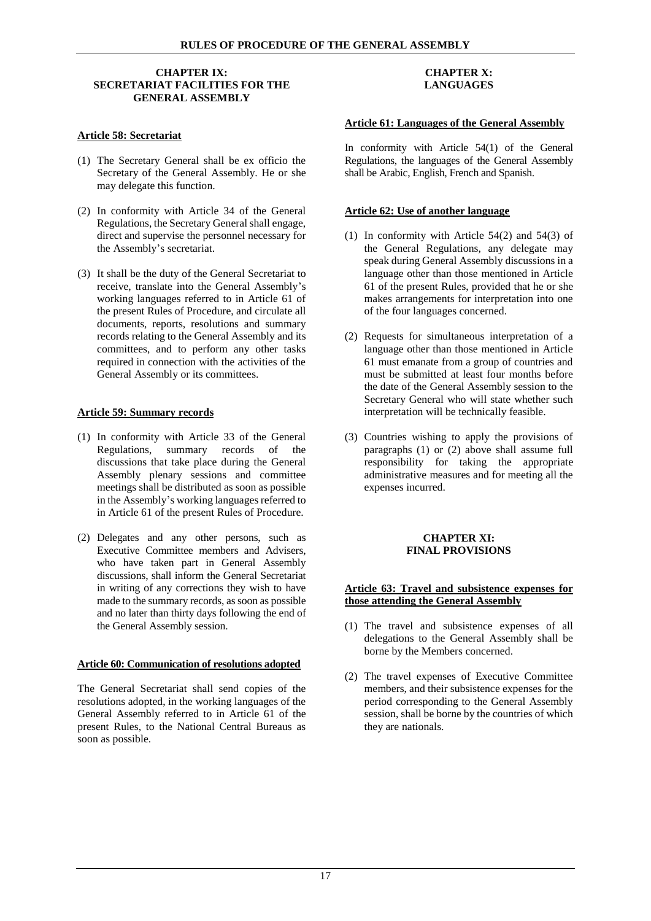## CHAPTER IX: SECRETARIAT FACILITIES FOR THE GENERAL ASSEMBLY

### Article 58: Secretariat

(1) The Secretary General shall be ex officio the Secretary of the General Assembly. He or she may delegate this function.

(2) In conformity with Article 34 of the General Regulations, the Secretary General shall engage, direct and supervise the personnel necessary for the Assembly's secretariat.

(3) It shall be the duty of the General Secretariat to receive, translate into the General Assembly's working languages referred to in Article 61 of the present Rules of Procedure, and circulate all documents, reports, resolutions and summary records relating to the General Assembly and its committees, and to perform any other tasks required in connection with the activities of the General Assembly or its committees.

### Article 59: Summary records

(1) In conformity with Article 33 of the General Regulations, summary records of the discussions that take place during the General Assembly plenary sessions and committee meetings shall be distributed as soon as possible in the Assembly's working languages referred to in Article 61 of the present Rules of Procedure.

(2) Delegates and any other persons, such as Executive Committee members and Advisers, who have taken part in General Assembly discussions, shall inform the General Secretariat in writing of any corrections they wish to have made to the summary records, as soon as possible and no later than thirty days following the end of the General Assembly session.

### Article 60: Communication of resolutions adopted

The General Secretariat shall send copies of the resolutions adopted, in the working languages of the General Assembly referred to in Article 61 of the present Rules, to the National Central Bureaus as soon as possible.

## CHAPTER X: LANGUAGES

### Article 61: Languages of the General Assembly

In conformity with Article 54(1) of the General Regulations, the languages of the General Assembly shall be Arabic, English, French and Spanish.

### Article 62: Use of another language

(1) In conformity with Article 54(2) and 54(3) of the General Regulations, any delegate may speak during General Assembly discussions in a language other than those mentioned in Article 61 of the present Rules, provided that he or she makes arrangements for interpretation into one of the four languages concerned.

(2) Requests for simultaneous interpretation of a language other than those mentioned in Article 61 must emanate from a group of countries and must be submitted at least four months before the date of the General Assembly session to the Secretary General who will state whether such interpretation will be technically feasible.

(3) Countries wishing to apply the provisions of paragraphs (1) or (2) above shall assume full responsibility for taking the appropriate administrative measures and for meeting all the expenses incurred.

## CHAPTER XI: FINAL PROVISIONS

### Article 63: Travel and subsistence expenses for those attending the General Assembly

(1) The travel and subsistence expenses of all delegations to the General Assembly shall be borne by the Members concerned.

(2) The travel expenses of Executive Committee members, and their subsistence expenses for the period corresponding to the General Assembly session, shall be borne by the countries of which they are nationals.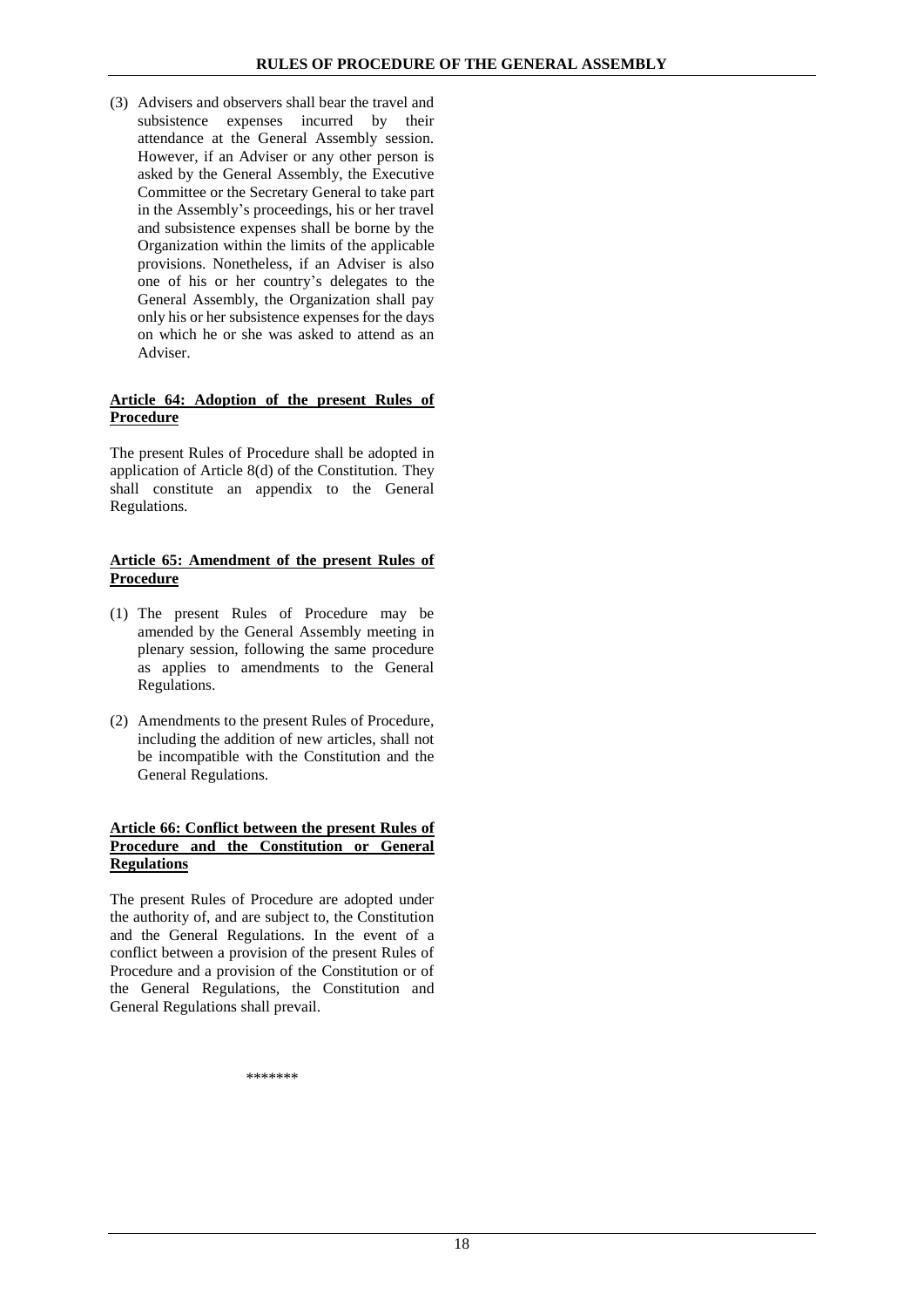(3) Advisers and observers shall bear the travel and subsistence expenses incurred by their attendance at the General Assembly session. However, if an Adviser or any other person is asked by the General Assembly, the Executive Committee or the Secretary General to take part in the Assembly's proceedings, his or her travel and subsistence expenses shall be borne by the Organization within the limits of the applicable provisions. Nonetheless, if an Adviser is also one of his or her country's delegates to the General Assembly, the Organization shall pay only his or her subsistence expenses for the days on which he or she was asked to attend as an Adviser.

**Article 64: Adoption of the present Rules of Procedure**

The present Rules of Procedure shall be adopted in application of Article 8(d) of the Constitution. They shall constitute an appendix to the General Regulations.

**Article 65: Amendment of the present Rules of Procedure**

(1) The present Rules of Procedure may be amended by the General Assembly meeting in plenary session, following the same procedure as applies to amendments to the General Regulations.

(2) Amendments to the present Rules of Procedure, including the addition of new articles, shall not be incompatible with the Constitution and the General Regulations.

**Article 66: Conflict between the present Rules of Procedure and the Constitution or General Regulations**

The present Rules of Procedure are adopted under the authority of, and are subject to, the Constitution and the General Regulations. In the event of a conflict between a provision of the present Rules of Procedure and a provision of the Constitution or of the General Regulations, the Constitution and General Regulations shall prevail.

*******